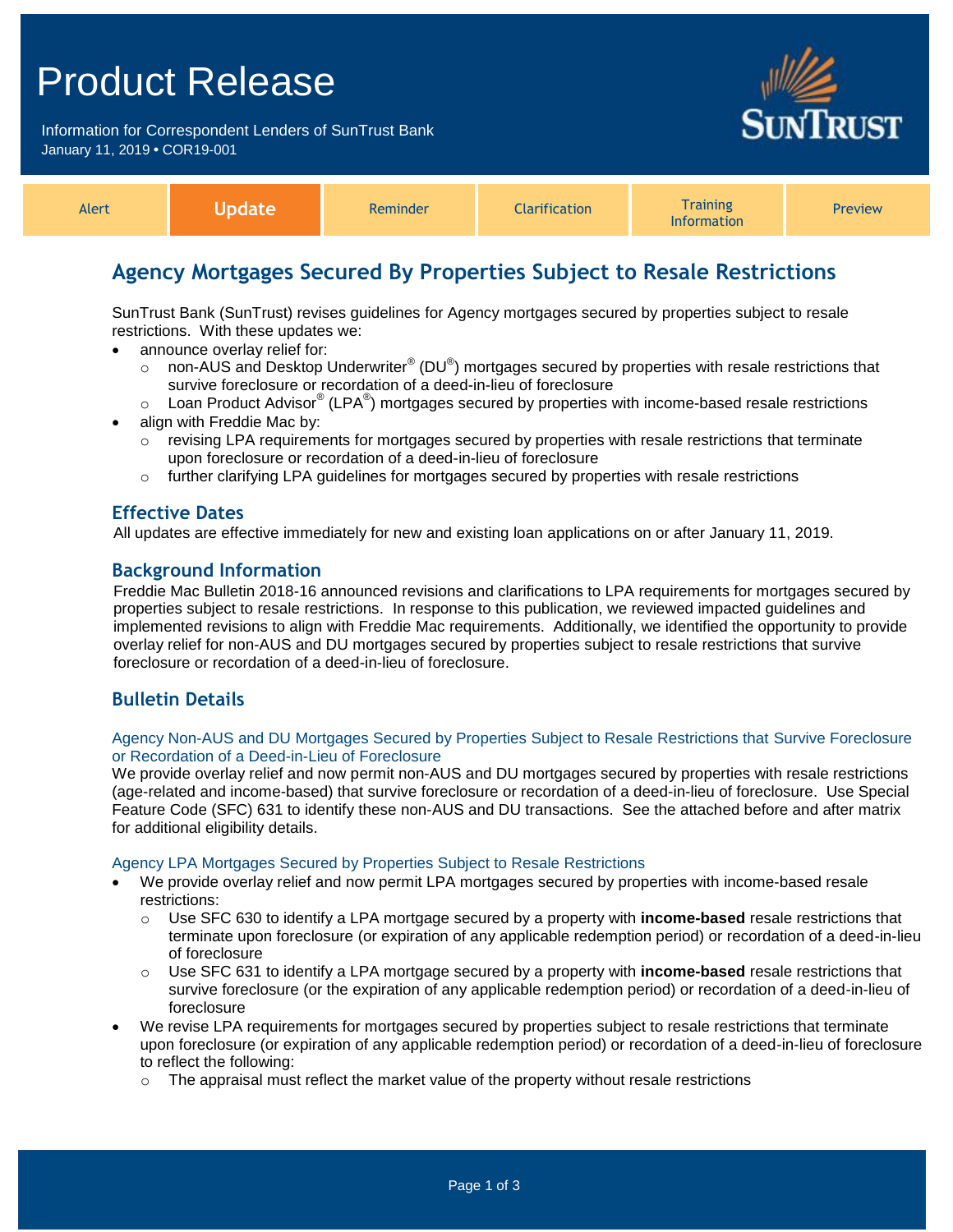# Product Release

Information for Correspondent Lenders of SunTrust Bank
January 11, 2019 • COR19-001

SunTrust

| Alert | **Update** | Reminder | Clarification | Training Information | Preview |
|---|---|---|---|---|---|

## Agency Mortgages Secured By Properties Subject to Resale Restrictions

SunTrust Bank (SunTrust) revises guidelines for Agency mortgages secured by properties subject to resale restrictions. With these updates we:

- announce overlay relief for:
  - non-AUS and Desktop Underwriter® (DU®) mortgages secured by properties with resale restrictions that survive foreclosure or recordation of a deed-in-lieu of foreclosure
  - Loan Product Advisor® (LPA®) mortgages secured by properties with income-based resale restrictions
- align with Freddie Mac by:
  - revising LPA requirements for mortgages secured by properties with resale restrictions that terminate upon foreclosure or recordation of a deed-in-lieu of foreclosure
  - further clarifying LPA guidelines for mortgages secured by properties with resale restrictions

### Effective Dates

All updates are effective immediately for new and existing loan applications on or after January 11, 2019.

### Background Information

Freddie Mac Bulletin 2018-16 announced revisions and clarifications to LPA requirements for mortgages secured by properties subject to resale restrictions. In response to this publication, we reviewed impacted guidelines and implemented revisions to align with Freddie Mac requirements. Additionally, we identified the opportunity to provide overlay relief for non-AUS and DU mortgages secured by properties subject to resale restrictions that survive foreclosure or recordation of a deed-in-lieu of foreclosure.

### Bulletin Details

#### Agency Non-AUS and DU Mortgages Secured by Properties Subject to Resale Restrictions that Survive Foreclosure or Recordation of a Deed-in-Lieu of Foreclosure

We provide overlay relief and now permit non-AUS and DU mortgages secured by properties with resale restrictions (age-related and income-based) that survive foreclosure or recordation of a deed-in-lieu of foreclosure. Use Special Feature Code (SFC) 631 to identify these non-AUS and DU transactions. See the attached before and after matrix for additional eligibility details.

#### Agency LPA Mortgages Secured by Properties Subject to Resale Restrictions

- We provide overlay relief and now permit LPA mortgages secured by properties with income-based resale restrictions:
  - Use SFC 630 to identify a LPA mortgage secured by a property with **income-based** resale restrictions that terminate upon foreclosure (or expiration of any applicable redemption period) or recordation of a deed-in-lieu of foreclosure
  - Use SFC 631 to identify a LPA mortgage secured by a property with **income-based** resale restrictions that survive foreclosure (or the expiration of any applicable redemption period) or recordation of a deed-in-lieu of foreclosure
- We revise LPA requirements for mortgages secured by properties subject to resale restrictions that terminate upon foreclosure (or expiration of any applicable redemption period) or recordation of a deed-in-lieu of foreclosure to reflect the following:
  - The appraisal must reflect the market value of the property without resale restrictions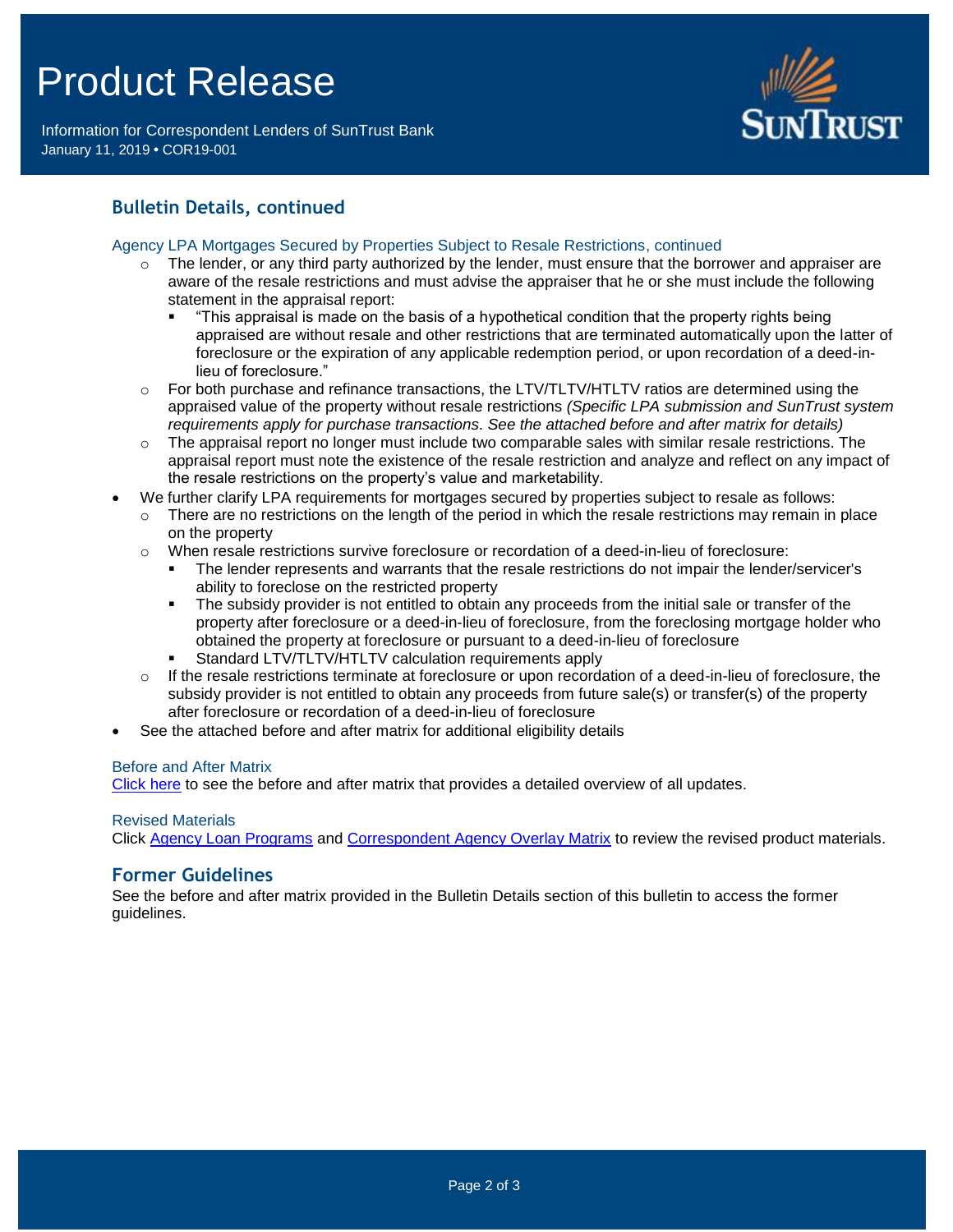## Bulletin Details, continued

### Agency LPA Mortgages Secured by Properties Subject to Resale Restrictions, continued

- The lender, or any third party authorized by the lender, must ensure that the borrower and appraiser are aware of the resale restrictions and must advise the appraiser that he or she must include the following statement in the appraisal report:
  - "This appraisal is made on the basis of a hypothetical condition that the property rights being appraised are without resale and other restrictions that are terminated automatically upon the latter of foreclosure or the expiration of any applicable redemption period, or upon recordation of a deed-in-lieu of foreclosure."
- For both purchase and refinance transactions, the LTV/TLTV/HTLTV ratios are determined using the appraised value of the property without resale restrictions *(Specific LPA submission and SunTrust system requirements apply for purchase transactions. See the attached before and after matrix for details)*
- The appraisal report no longer must include two comparable sales with similar resale restrictions. The appraisal report must note the existence of the resale restriction and analyze and reflect on any impact of the resale restrictions on the property's value and marketability.

- We further clarify LPA requirements for mortgages secured by properties subject to resale as follows:
  - There are no restrictions on the length of the period in which the resale restrictions may remain in place on the property
  - When resale restrictions survive foreclosure or recordation of a deed-in-lieu of foreclosure:
    - The lender represents and warrants that the resale restrictions do not impair the lender/servicer's ability to foreclose on the restricted property
    - The subsidy provider is not entitled to obtain any proceeds from the initial sale or transfer of the property after foreclosure or a deed-in-lieu of foreclosure, from the foreclosing mortgage holder who obtained the property at foreclosure or pursuant to a deed-in-lieu of foreclosure
    - Standard LTV/TLTV/HTLTV calculation requirements apply
  - If the resale restrictions terminate at foreclosure or upon recordation of a deed-in-lieu of foreclosure, the subsidy provider is not entitled to obtain any proceeds from future sale(s) or transfer(s) of the property after foreclosure or recordation of a deed-in-lieu of foreclosure
- See the attached before and after matrix for additional eligibility details

### Before and After Matrix

Click here to see the before and after matrix that provides a detailed overview of all updates.

### Revised Materials

Click Agency Loan Programs and Correspondent Agency Overlay Matrix to review the revised product materials.

## Former Guidelines

See the before and after matrix provided in the Bulletin Details section of this bulletin to access the former guidelines.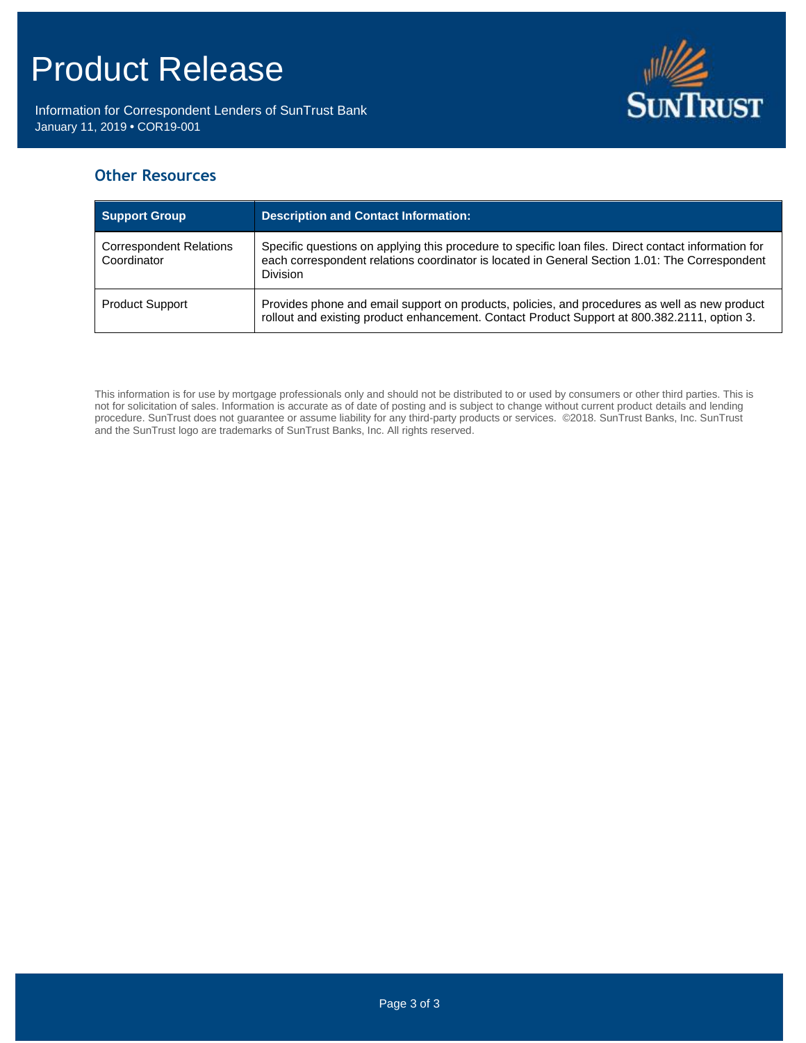## Other Resources

| Support Group | Description and Contact Information: |
| --- | --- |
| Correspondent Relations Coordinator | Specific questions on applying this procedure to specific loan files. Direct contact information for each correspondent relations coordinator is located in General Section 1.01: The Correspondent Division |
| Product Support | Provides phone and email support on products, policies, and procedures as well as new product rollout and existing product enhancement. Contact Product Support at 800.382.2111, option 3. |

This information is for use by mortgage professionals only and should not be distributed to or used by consumers or other third parties. This is not for solicitation of sales. Information is accurate as of date of posting and is subject to change without current product details and lending procedure. SunTrust does not guarantee or assume liability for any third-party products or services. ©2018. SunTrust Banks, Inc. SunTrust and the SunTrust logo are trademarks of SunTrust Banks, Inc. All rights reserved.